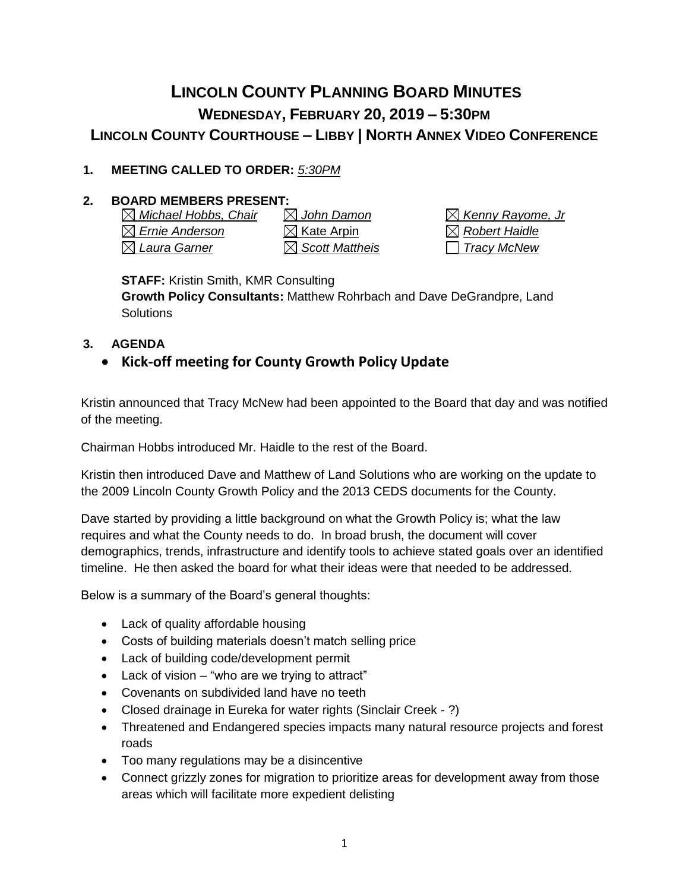# LINCOLN COUNTY PLANNING BOARD MINUTES

## WEDNESDAY, FEBRUARY 20, 2019 – 5:30PM

## LINCOLN COUNTY COURTHOUSE – LIBBY | NORTH ANNEX VIDEO CONFERENCE

**1. MEETING CALLED TO ORDER:** *5:30PM*

**2. BOARD MEMBERS PRESENT:**

| | | |
|---|---|---|
| ☒ *Michael Hobbs, Chair* | ☒ *John Damon* | ☒ *Kenny Rayome, Jr* |
| ☒ *Ernie Anderson* | ☒ Kate Arpin | ☒ *Robert Haidle* |
| ☒ *Laura Garner* | ☒ *Scott Mattheis* | ☐ *Tracy McNew* |

**STAFF:** Kristin Smith, KMR Consulting
**Growth Policy Consultants:** Matthew Rohrbach and Dave DeGrandpre, Land Solutions

**3. AGENDA**

- **Kick-off meeting for County Growth Policy Update**

Kristin announced that Tracy McNew had been appointed to the Board that day and was notified of the meeting.

Chairman Hobbs introduced Mr. Haidle to the rest of the Board.

Kristin then introduced Dave and Matthew of Land Solutions who are working on the update to the 2009 Lincoln County Growth Policy and the 2013 CEDS documents for the County.

Dave started by providing a little background on what the Growth Policy is; what the law requires and what the County needs to do. In broad brush, the document will cover demographics, trends, infrastructure and identify tools to achieve stated goals over an identified timeline. He then asked the board for what their ideas were that needed to be addressed.

Below is a summary of the Board's general thoughts:

- Lack of quality affordable housing
- Costs of building materials doesn't match selling price
- Lack of building code/development permit
- Lack of vision – "who are we trying to attract"
- Covenants on subdivided land have no teeth
- Closed drainage in Eureka for water rights (Sinclair Creek - ?)
- Threatened and Endangered species impacts many natural resource projects and forest roads
- Too many regulations may be a disincentive
- Connect grizzly zones for migration to prioritize areas for development away from those areas which will facilitate more expedient delisting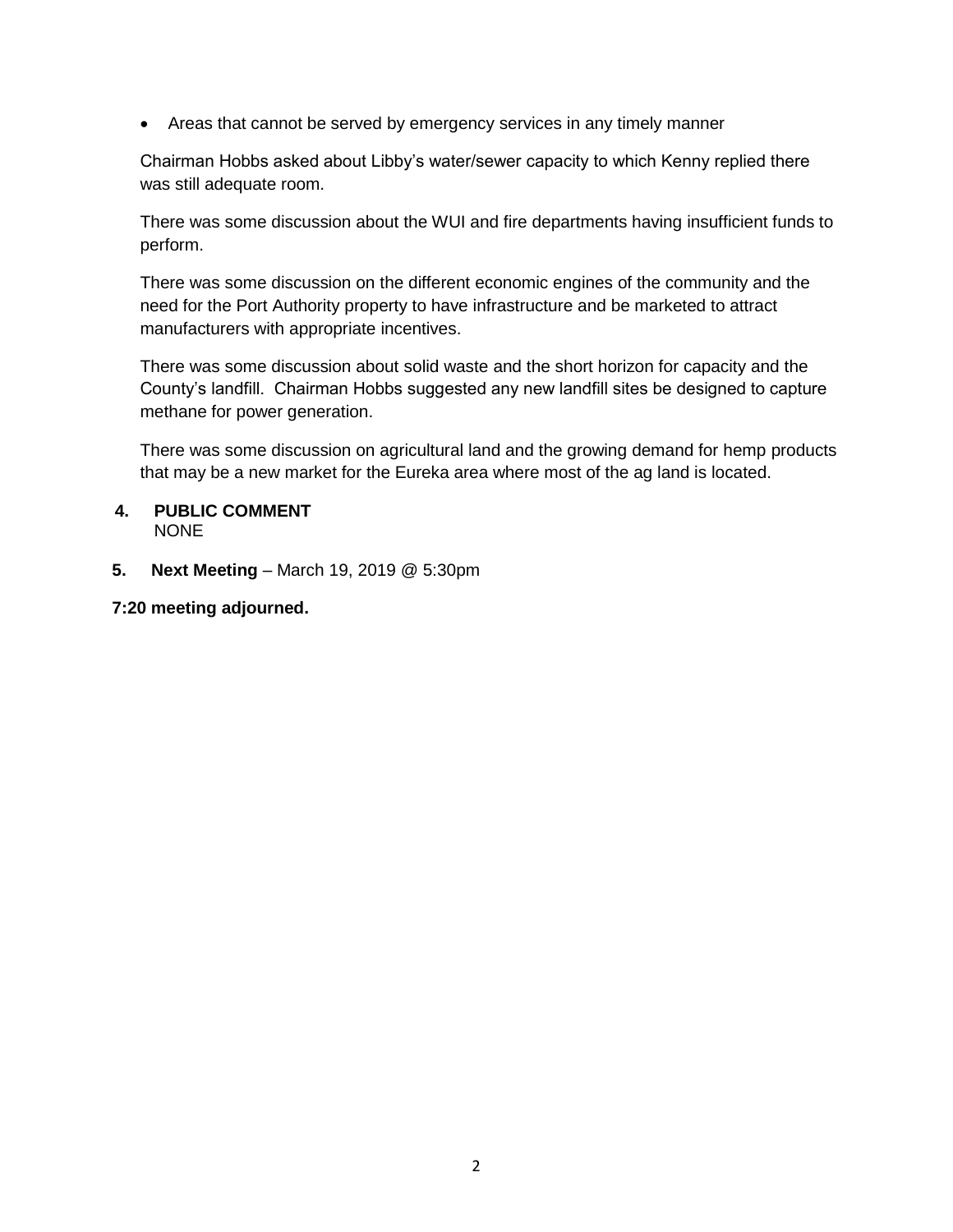- Areas that cannot be served by emergency services in any timely manner

Chairman Hobbs asked about Libby's water/sewer capacity to which Kenny replied there was still adequate room.

There was some discussion about the WUI and fire departments having insufficient funds to perform.

There was some discussion on the different economic engines of the community and the need for the Port Authority property to have infrastructure and be marketed to attract manufacturers with appropriate incentives.

There was some discussion about solid waste and the short horizon for capacity and the County's landfill. Chairman Hobbs suggested any new landfill sites be designed to capture methane for power generation.

There was some discussion on agricultural land and the growing demand for hemp products that may be a new market for the Eureka area where most of the ag land is located.

**4. PUBLIC COMMENT**
NONE

**5. Next Meeting** – March 19, 2019 @ 5:30pm

**7:20 meeting adjourned.**